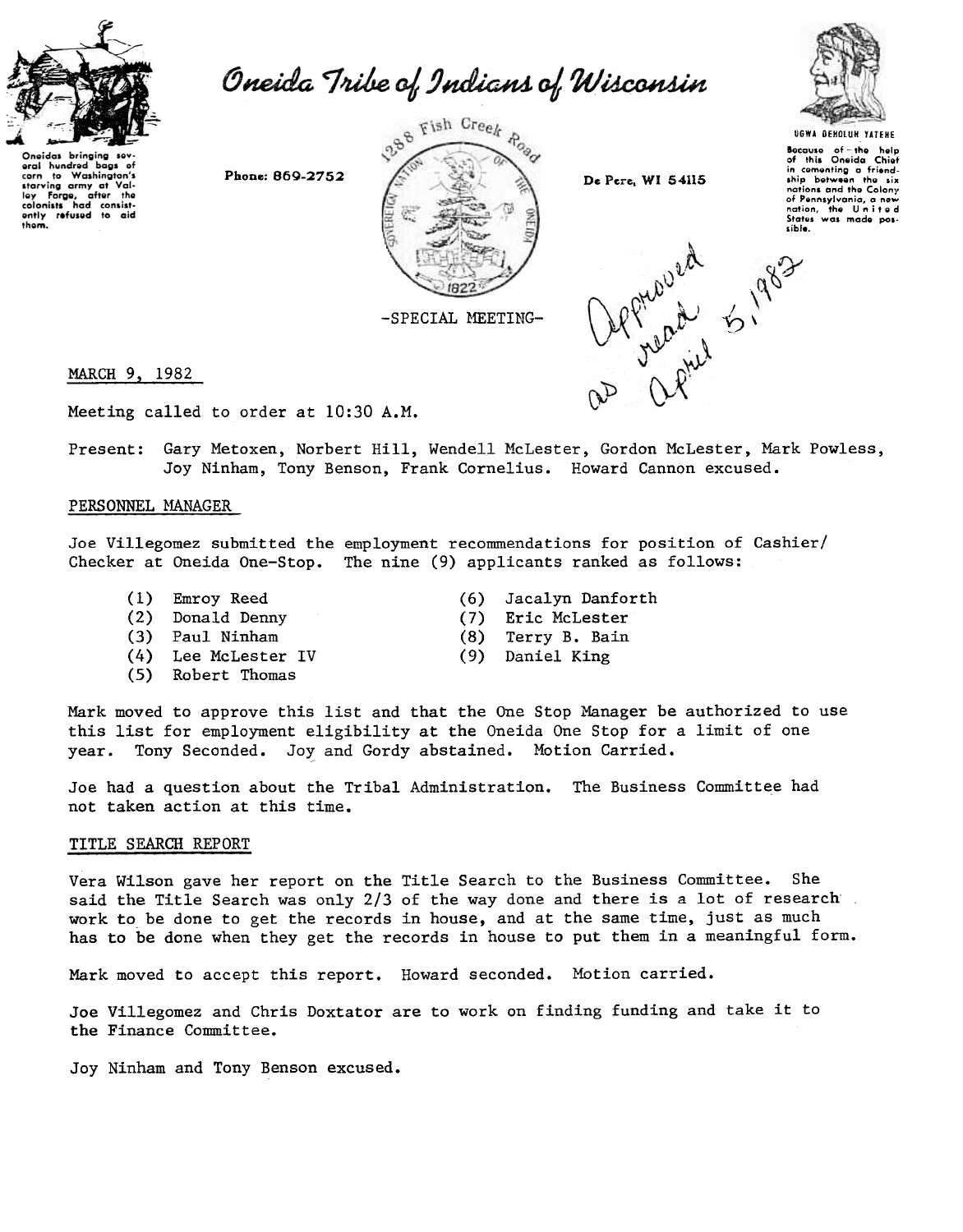# Oneida Tribe of Indians of Wisconsin

Oneidas bringing several hundred bags of corn to Washington's starving army at Valley Forge, after the colonists had consistently refused to aid them.

Phone: 869-2752

1288 Fish Creek Road

De Pere, WI 54115

UGWA DEHOLUH YATEHE

Because of the help of this Oneida Chief in cementing a friendship between the six nations and the Colony of Pennsylvania, a new nation, the United States was made possible.

-SPECIAL MEETING-

Approved as read April 5, 1982

MARCH 9, 1982

Meeting called to order at 10:30 A.M.

Present: Gary Metoxen, Norbert Hill, Wendell McLester, Gordon McLester, Mark Powless, Joy Ninham, Tony Benson, Frank Cornelius. Howard Cannon excused.

## PERSONNEL MANAGER

Joe Villegomez submitted the employment recommendations for position of Cashier/ Checker at Oneida One-Stop. The nine (9) applicants ranked as follows:

(1) Emroy Reed
(2) Donald Denny
(3) Paul Ninham
(4) Lee McLester IV
(5) Robert Thomas
(6) Jacalyn Danforth
(7) Eric McLester
(8) Terry B. Bain
(9) Daniel King

Mark moved to approve this list and that the One Stop Manager be authorized to use this list for employment eligibility at the Oneida One Stop for a limit of one year. Tony Seconded. Joy and Gordy abstained. Motion Carried.

Joe had a question about the Tribal Administration. The Business Committee had not taken action at this time.

## TITLE SEARCH REPORT

Vera Wilson gave her report on the Title Search to the Business Committee. She said the Title Search was only 2/3 of the way done and there is a lot of research work to be done to get the records in house, and at the same time, just as much has to be done when they get the records in house to put them in a meaningful form.

Mark moved to accept this report. Howard seconded. Motion carried.

Joe Villegomez and Chris Doxtator are to work on finding funding and take it to the Finance Committee.

Joy Ninham and Tony Benson excused.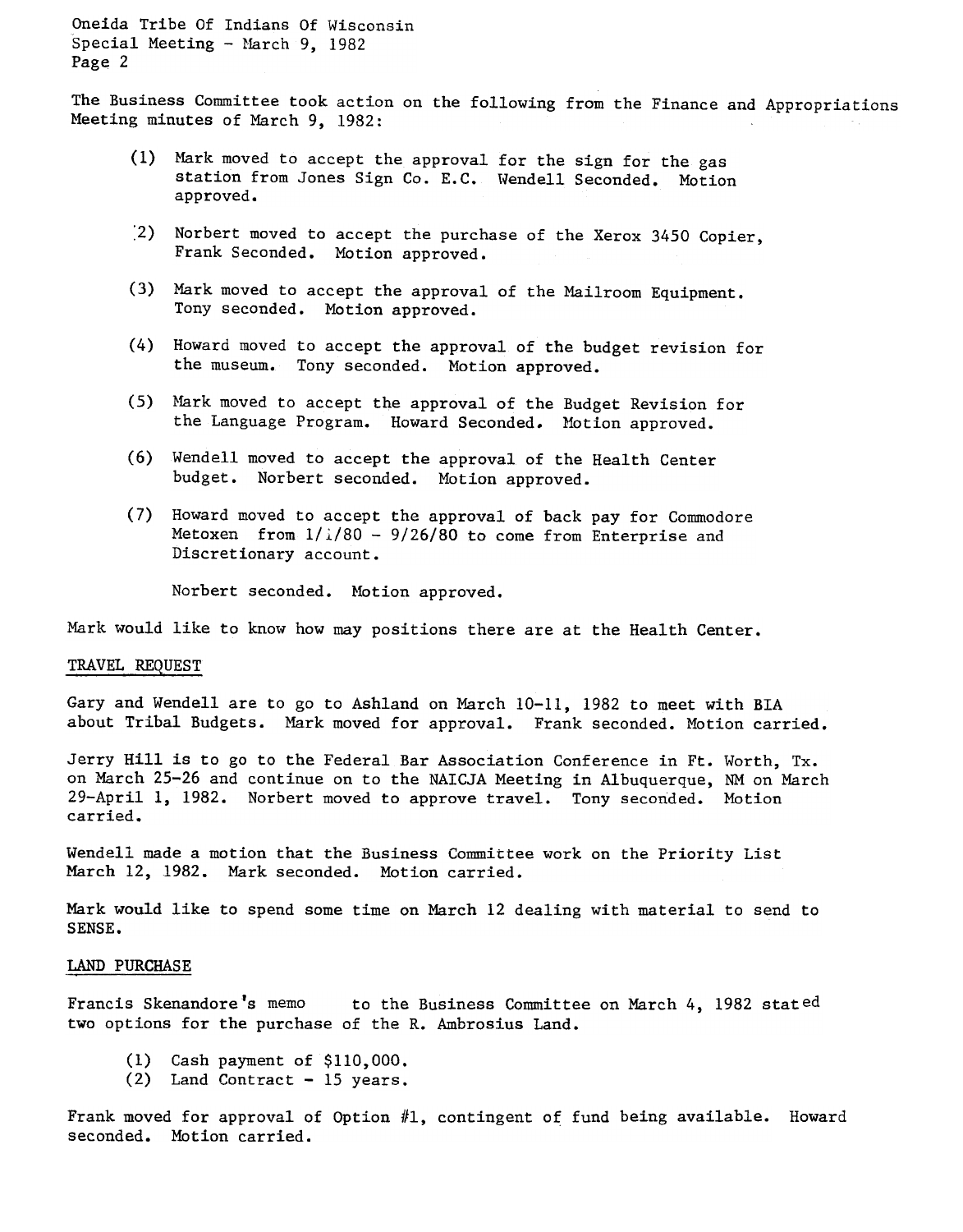The Business Committee took action on the following from the Finance and Appropriations Meeting minutes of March 9, 1982:

(1) Mark moved to accept the approval for the sign for the gas station from Jones Sign Co. E.C. Wendell Seconded. Motion approved.

(2) Norbert moved to accept the purchase of the Xerox 3450 Copier, Frank Seconded. Motion approved.

(3) Mark moved to accept the approval of the Mailroom Equipment. Tony seconded. Motion approved.

(4) Howard moved to accept the approval of the budget revision for the museum. Tony seconded. Motion approved.

(5) Mark moved to accept the approval of the Budget Revision for the Language Program. Howard Seconded. Motion approved.

(6) Wendell moved to accept the approval of the Health Center budget. Norbert seconded. Motion approved.

(7) Howard moved to accept the approval of back pay for Commodore Metoxen from 1/1/80 - 9/26/80 to come from Enterprise and Discretionary account.

Norbert seconded. Motion approved.

Mark would like to know how may positions there are at the Health Center.

TRAVEL REQUEST

Gary and Wendell are to go to Ashland on March 10-11, 1982 to meet with BIA about Tribal Budgets. Mark moved for approval. Frank seconded. Motion carried.

Jerry Hill is to go to the Federal Bar Association Conference in Ft. Worth, Tx. on March 25-26 and continue on to the NAICJA Meeting in Albuquerque, NM on March 29-April 1, 1982. Norbert moved to approve travel. Tony seconded. Motion carried.

Wendell made a motion that the Business Committee work on the Priority List March 12, 1982. Mark seconded. Motion carried.

Mark would like to spend some time on March 12 dealing with material to send to SENSE.

LAND PURCHASE

Francis Skenandore's memo to the Business Committee on March 4, 1982 stated two options for the purchase of the R. Ambrosius Land.

(1) Cash payment of $110,000.
(2) Land Contract - 15 years.

Frank moved for approval of Option #1, contingent of fund being available. Howard seconded. Motion carried.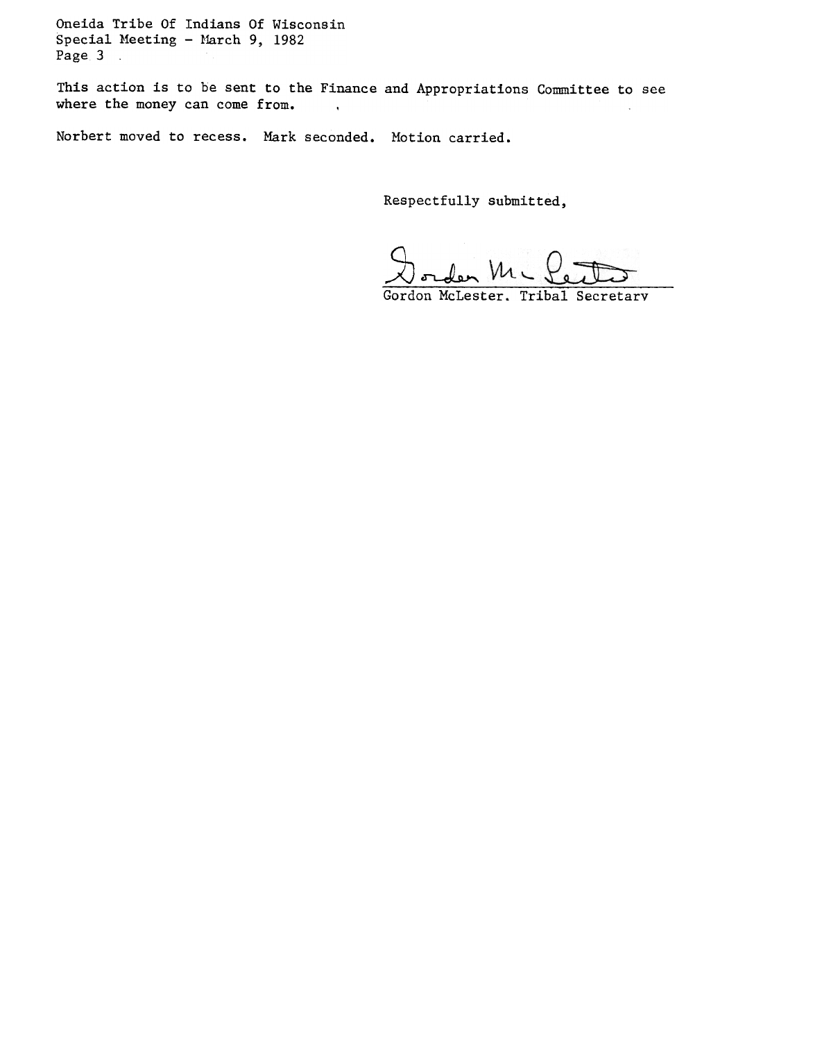This action is to be sent to the Finance and Appropriations Committee to see where the money can come from.

Norbert moved to recess. Mark seconded. Motion carried.

Respectfully submitted,

Gordon McLester, Tribal Secretary